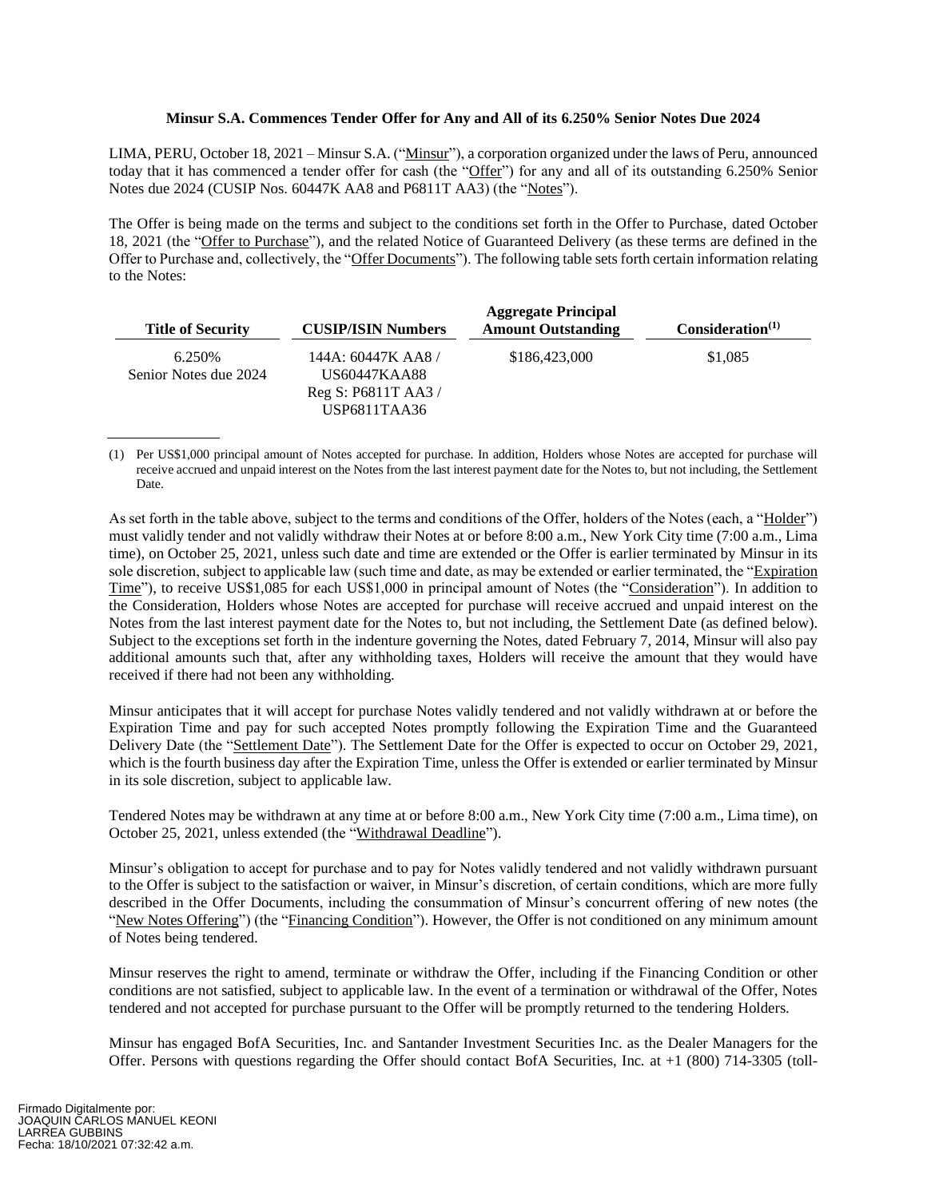**Minsur S.A. Commences Tender Offer for Any and All of its 6.250% Senior Notes Due 2024**

LIMA, PERU, October 18, 2021 – Minsur S.A. ("Minsur"), a corporation organized under the laws of Peru, announced today that it has commenced a tender offer for cash (the "Offer") for any and all of its outstanding 6.250% Senior Notes due 2024 (CUSIP Nos. 60447K AA8 and P6811T AA3) (the "Notes").

The Offer is being made on the terms and subject to the conditions set forth in the Offer to Purchase, dated October 18, 2021 (the "Offer to Purchase"), and the related Notice of Guaranteed Delivery (as these terms are defined in the Offer to Purchase and, collectively, the "Offer Documents"). The following table sets forth certain information relating to the Notes:

| Title of Security | CUSIP/ISIN Numbers | Aggregate Principal Amount Outstanding | Consideration(1) |
|---|---|---|---|
| 6.250% Senior Notes due 2024 | 144A: 60447K AA8 / US60447KAA88 Reg S: P6811T AA3 / USP6811TAA36 | $186,423,000 | $1,085 |

(1) Per US$1,000 principal amount of Notes accepted for purchase. In addition, Holders whose Notes are accepted for purchase will receive accrued and unpaid interest on the Notes from the last interest payment date for the Notes to, but not including, the Settlement Date.

As set forth in the table above, subject to the terms and conditions of the Offer, holders of the Notes (each, a "Holder") must validly tender and not validly withdraw their Notes at or before 8:00 a.m., New York City time (7:00 a.m., Lima time), on October 25, 2021, unless such date and time are extended or the Offer is earlier terminated by Minsur in its sole discretion, subject to applicable law (such time and date, as may be extended or earlier terminated, the "Expiration Time"), to receive US$1,085 for each US$1,000 in principal amount of Notes (the "Consideration"). In addition to the Consideration, Holders whose Notes are accepted for purchase will receive accrued and unpaid interest on the Notes from the last interest payment date for the Notes to, but not including, the Settlement Date (as defined below). Subject to the exceptions set forth in the indenture governing the Notes, dated February 7, 2014, Minsur will also pay additional amounts such that, after any withholding taxes, Holders will receive the amount that they would have received if there had not been any withholding.

Minsur anticipates that it will accept for purchase Notes validly tendered and not validly withdrawn at or before the Expiration Time and pay for such accepted Notes promptly following the Expiration Time and the Guaranteed Delivery Date (the "Settlement Date"). The Settlement Date for the Offer is expected to occur on October 29, 2021, which is the fourth business day after the Expiration Time, unless the Offer is extended or earlier terminated by Minsur in its sole discretion, subject to applicable law.

Tendered Notes may be withdrawn at any time at or before 8:00 a.m., New York City time (7:00 a.m., Lima time), on October 25, 2021, unless extended (the "Withdrawal Deadline").

Minsur's obligation to accept for purchase and to pay for Notes validly tendered and not validly withdrawn pursuant to the Offer is subject to the satisfaction or waiver, in Minsur's discretion, of certain conditions, which are more fully described in the Offer Documents, including the consummation of Minsur's concurrent offering of new notes (the "New Notes Offering") (the "Financing Condition"). However, the Offer is not conditioned on any minimum amount of Notes being tendered.

Minsur reserves the right to amend, terminate or withdraw the Offer, including if the Financing Condition or other conditions are not satisfied, subject to applicable law. In the event of a termination or withdrawal of the Offer, Notes tendered and not accepted for purchase pursuant to the Offer will be promptly returned to the tendering Holders.

Minsur has engaged BofA Securities, Inc. and Santander Investment Securities Inc. as the Dealer Managers for the Offer. Persons with questions regarding the Offer should contact BofA Securities, Inc. at +1 (800) 714-3305 (toll-

Firmado Digitalmente por:
JOAQUIN CARLOS MANUEL KEONI
LARREA GUBBINS
Fecha: 18/10/2021 07:32:42 a.m.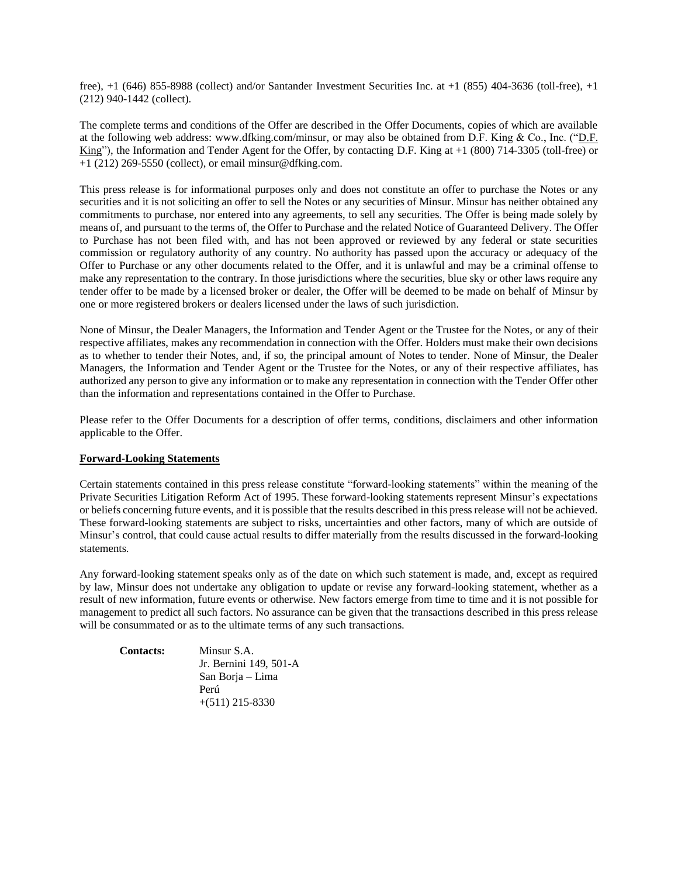free), +1 (646) 855-8988 (collect) and/or Santander Investment Securities Inc. at +1 (855) 404-3636 (toll-free), +1 (212) 940-1442 (collect).

The complete terms and conditions of the Offer are described in the Offer Documents, copies of which are available at the following web address: www.dfking.com/minsur, or may also be obtained from D.F. King & Co., Inc. ("D.F. King"), the Information and Tender Agent for the Offer, by contacting D.F. King at +1 (800) 714-3305 (toll-free) or +1 (212) 269-5550 (collect), or email minsur@dfking.com.

This press release is for informational purposes only and does not constitute an offer to purchase the Notes or any securities and it is not soliciting an offer to sell the Notes or any securities of Minsur. Minsur has neither obtained any commitments to purchase, nor entered into any agreements, to sell any securities. The Offer is being made solely by means of, and pursuant to the terms of, the Offer to Purchase and the related Notice of Guaranteed Delivery. The Offer to Purchase has not been filed with, and has not been approved or reviewed by any federal or state securities commission or regulatory authority of any country. No authority has passed upon the accuracy or adequacy of the Offer to Purchase or any other documents related to the Offer, and it is unlawful and may be a criminal offense to make any representation to the contrary. In those jurisdictions where the securities, blue sky or other laws require any tender offer to be made by a licensed broker or dealer, the Offer will be deemed to be made on behalf of Minsur by one or more registered brokers or dealers licensed under the laws of such jurisdiction.

None of Minsur, the Dealer Managers, the Information and Tender Agent or the Trustee for the Notes, or any of their respective affiliates, makes any recommendation in connection with the Offer. Holders must make their own decisions as to whether to tender their Notes, and, if so, the principal amount of Notes to tender. None of Minsur, the Dealer Managers, the Information and Tender Agent or the Trustee for the Notes, or any of their respective affiliates, has authorized any person to give any information or to make any representation in connection with the Tender Offer other than the information and representations contained in the Offer to Purchase.

Please refer to the Offer Documents for a description of offer terms, conditions, disclaimers and other information applicable to the Offer.

**Forward-Looking Statements**

Certain statements contained in this press release constitute "forward-looking statements" within the meaning of the Private Securities Litigation Reform Act of 1995. These forward-looking statements represent Minsur's expectations or beliefs concerning future events, and it is possible that the results described in this press release will not be achieved. These forward-looking statements are subject to risks, uncertainties and other factors, many of which are outside of Minsur's control, that could cause actual results to differ materially from the results discussed in the forward-looking statements.

Any forward-looking statement speaks only as of the date on which such statement is made, and, except as required by law, Minsur does not undertake any obligation to update or revise any forward-looking statement, whether as a result of new information, future events or otherwise. New factors emerge from time to time and it is not possible for management to predict all such factors. No assurance can be given that the transactions described in this press release will be consummated or as to the ultimate terms of any such transactions.

**Contacts:** Minsur S.A.
Jr. Bernini 149, 501-A
San Borja – Lima
Perú
+(511) 215-8330